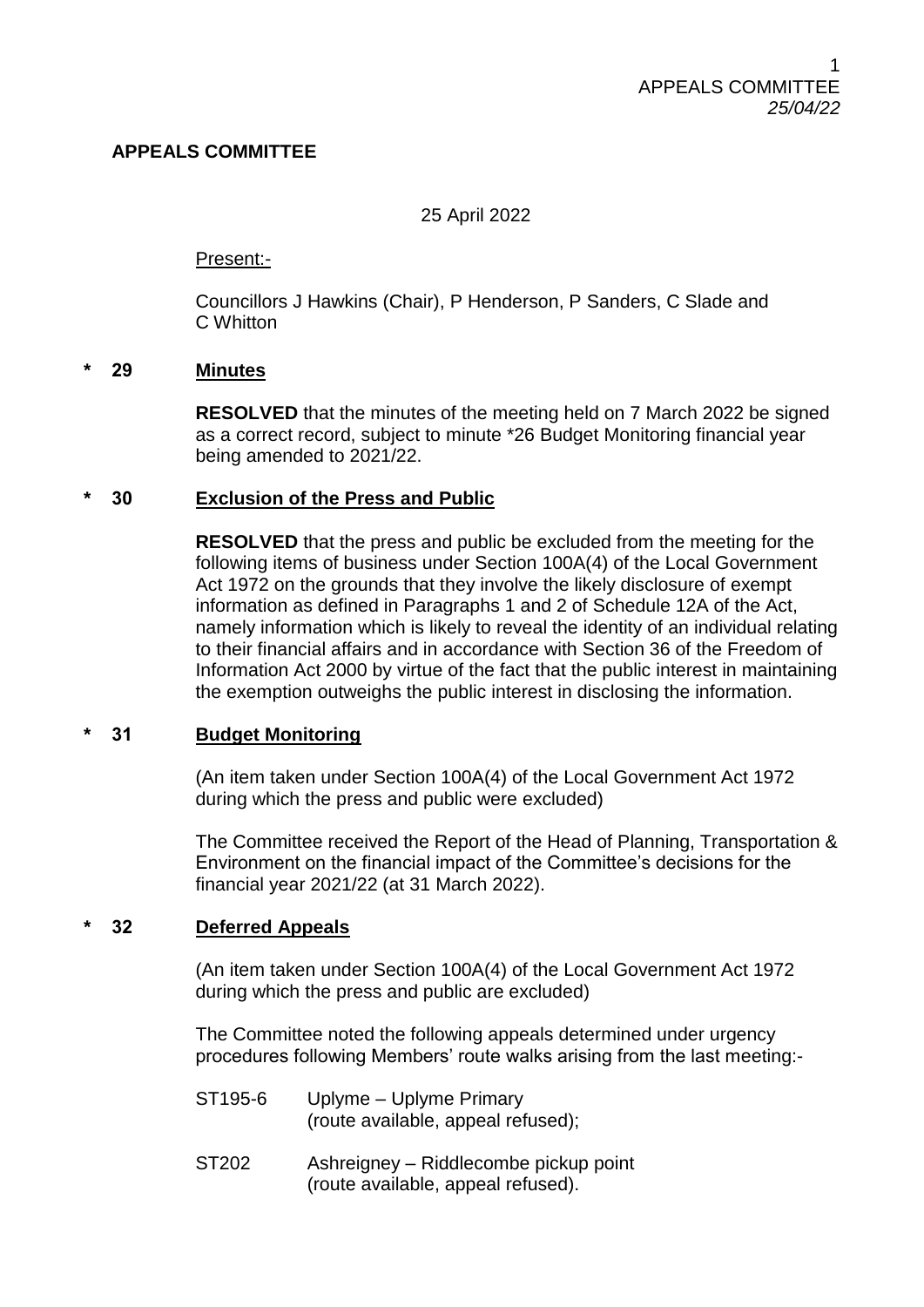## APPEALS COMMITTEE

25 April 2022

Present:-

Councillors J Hawkins (Chair), P Henderson, P Sanders, C Slade and C Whitton

### * 29 Minutes

**RESOLVED** that the minutes of the meeting held on 7 March 2022 be signed as a correct record, subject to minute *26 Budget Monitoring financial year being amended to 2021/22.

### * 30 Exclusion of the Press and Public

**RESOLVED** that the press and public be excluded from the meeting for the following items of business under Section 100A(4) of the Local Government Act 1972 on the grounds that they involve the likely disclosure of exempt information as defined in Paragraphs 1 and 2 of Schedule 12A of the Act, namely information which is likely to reveal the identity of an individual relating to their financial affairs and in accordance with Section 36 of the Freedom of Information Act 2000 by virtue of the fact that the public interest in maintaining the exemption outweighs the public interest in disclosing the information.

### * 31 Budget Monitoring

(An item taken under Section 100A(4) of the Local Government Act 1972 during which the press and public were excluded)

The Committee received the Report of the Head of Planning, Transportation & Environment on the financial impact of the Committee's decisions for the financial year 2021/22 (at 31 March 2022).

### * 32 Deferred Appeals

(An item taken under Section 100A(4) of the Local Government Act 1972 during which the press and public are excluded)

The Committee noted the following appeals determined under urgency procedures following Members' route walks arising from the last meeting:-

ST195-6 Uplyme – Uplyme Primary
(route available, appeal refused);

ST202 Ashreigney – Riddlecombe pickup point
(route available, appeal refused).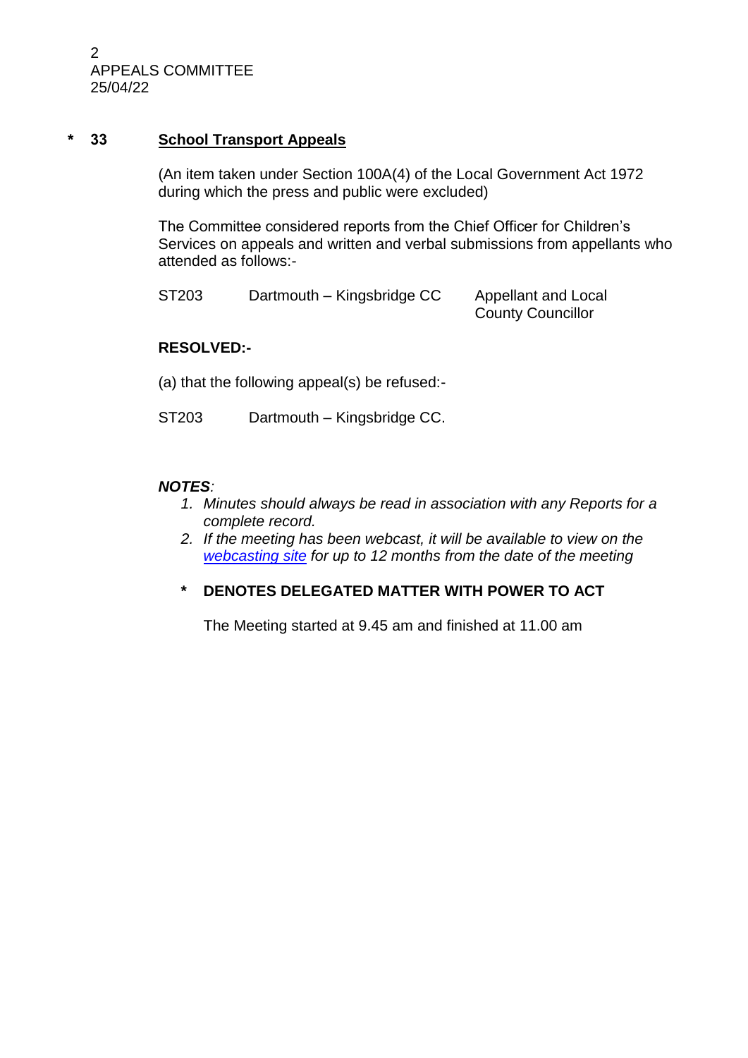## * 33 School Transport Appeals

(An item taken under Section 100A(4) of the Local Government Act 1972 during which the press and public were excluded)

The Committee considered reports from the Chief Officer for Children's Services on appeals and written and verbal submissions from appellants who attended as follows:-

| | | |
|---|---|---|
| ST203 | Dartmouth – Kingsbridge CC | Appellant and Local County Councillor |

**RESOLVED:-**

(a) that the following appeal(s) be refused:-

ST203 Dartmouth – Kingsbridge CC.

***NOTES:***

1. *Minutes should always be read in association with any Reports for a complete record.*
2. *If the meeting has been webcast, it will be available to view on the webcasting site for up to 12 months from the date of the meeting*

**\* DENOTES DELEGATED MATTER WITH POWER TO ACT**

The Meeting started at 9.45 am and finished at 11.00 am